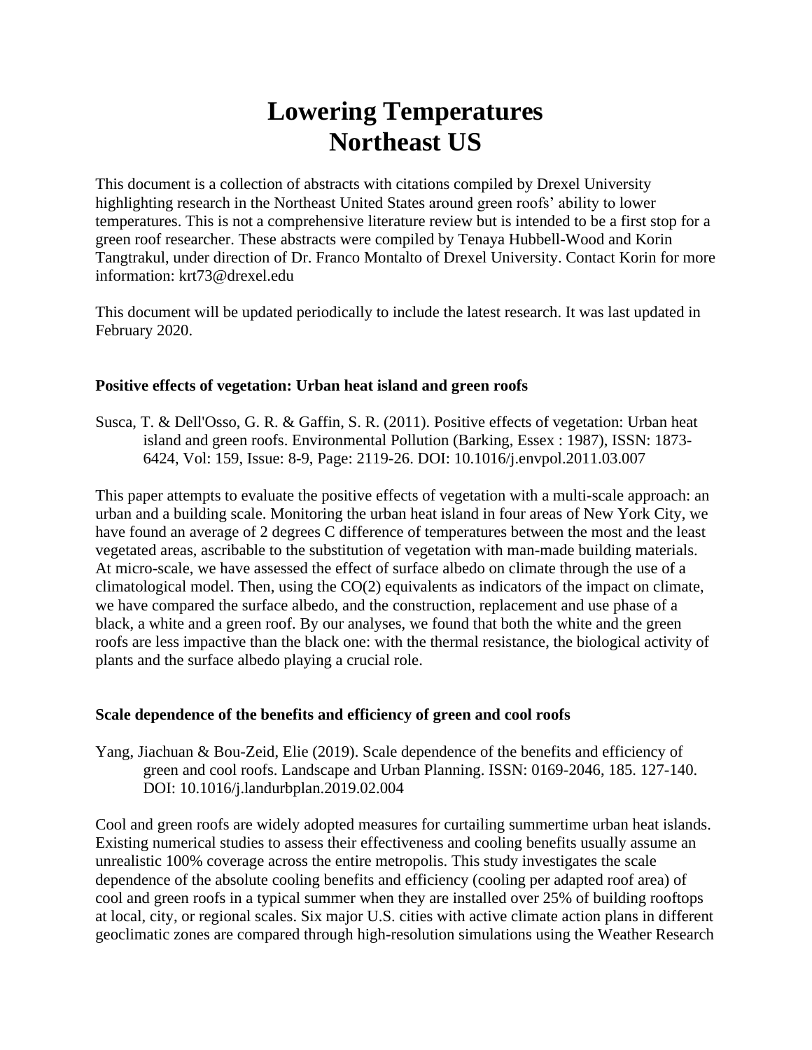# Lowering Temperatures
# Northeast US

This document is a collection of abstracts with citations compiled by Drexel University highlighting research in the Northeast United States around green roofs' ability to lower temperatures. This is not a comprehensive literature review but is intended to be a first stop for a green roof researcher. These abstracts were compiled by Tenaya Hubbell-Wood and Korin Tangtrakul, under direction of Dr. Franco Montalto of Drexel University. Contact Korin for more information: krt73@drexel.edu

This document will be updated periodically to include the latest research. It was last updated in February 2020.

### Positive effects of vegetation: Urban heat island and green roofs

Susca, T. & Dell'Osso, G. R. & Gaffin, S. R. (2011). Positive effects of vegetation: Urban heat island and green roofs. Environmental Pollution (Barking, Essex : 1987), ISSN: 1873-6424, Vol: 159, Issue: 8-9, Page: 2119-26. DOI: 10.1016/j.envpol.2011.03.007

This paper attempts to evaluate the positive effects of vegetation with a multi-scale approach: an urban and a building scale. Monitoring the urban heat island in four areas of New York City, we have found an average of 2 degrees C difference of temperatures between the most and the least vegetated areas, ascribable to the substitution of vegetation with man-made building materials. At micro-scale, we have assessed the effect of surface albedo on climate through the use of a climatological model. Then, using the CO(2) equivalents as indicators of the impact on climate, we have compared the surface albedo, and the construction, replacement and use phase of a black, a white and a green roof. By our analyses, we found that both the white and the green roofs are less impactive than the black one: with the thermal resistance, the biological activity of plants and the surface albedo playing a crucial role.

### Scale dependence of the benefits and efficiency of green and cool roofs

Yang, Jiachuan & Bou-Zeid, Elie (2019). Scale dependence of the benefits and efficiency of green and cool roofs. Landscape and Urban Planning. ISSN: 0169-2046, 185. 127-140. DOI: 10.1016/j.landurbplan.2019.02.004

Cool and green roofs are widely adopted measures for curtailing summertime urban heat islands. Existing numerical studies to assess their effectiveness and cooling benefits usually assume an unrealistic 100% coverage across the entire metropolis. This study investigates the scale dependence of the absolute cooling benefits and efficiency (cooling per adapted roof area) of cool and green roofs in a typical summer when they are installed over 25% of building rooftops at local, city, or regional scales. Six major U.S. cities with active climate action plans in different geoclimatic zones are compared through high-resolution simulations using the Weather Research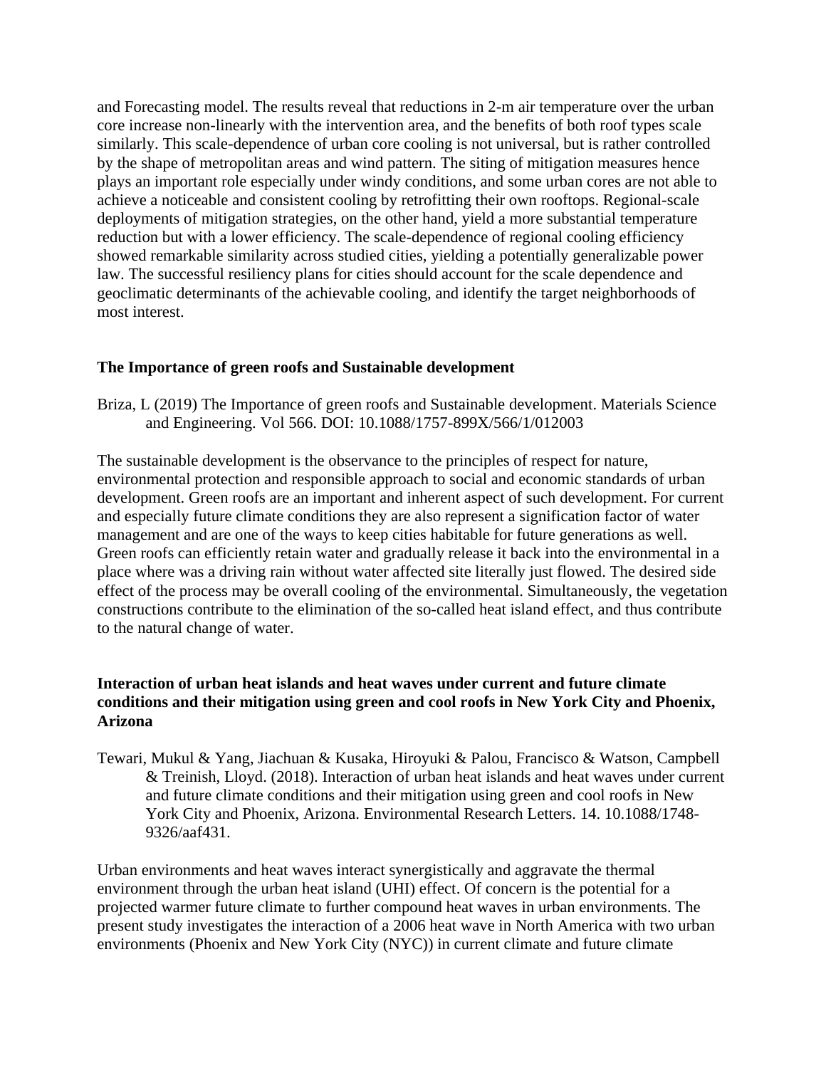and Forecasting model. The results reveal that reductions in 2-m air temperature over the urban core increase non-linearly with the intervention area, and the benefits of both roof types scale similarly. This scale-dependence of urban core cooling is not universal, but is rather controlled by the shape of metropolitan areas and wind pattern. The siting of mitigation measures hence plays an important role especially under windy conditions, and some urban cores are not able to achieve a noticeable and consistent cooling by retrofitting their own rooftops. Regional-scale deployments of mitigation strategies, on the other hand, yield a more substantial temperature reduction but with a lower efficiency. The scale-dependence of regional cooling efficiency showed remarkable similarity across studied cities, yielding a potentially generalizable power law. The successful resiliency plans for cities should account for the scale dependence and geoclimatic determinants of the achievable cooling, and identify the target neighborhoods of most interest.

**The Importance of green roofs and Sustainable development**

Briza, L (2019) The Importance of green roofs and Sustainable development. Materials Science and Engineering. Vol 566. DOI: 10.1088/1757-899X/566/1/012003

The sustainable development is the observance to the principles of respect for nature, environmental protection and responsible approach to social and economic standards of urban development. Green roofs are an important and inherent aspect of such development. For current and especially future climate conditions they are also represent a signification factor of water management and are one of the ways to keep cities habitable for future generations as well. Green roofs can efficiently retain water and gradually release it back into the environmental in a place where was a driving rain without water affected site literally just flowed. The desired side effect of the process may be overall cooling of the environmental. Simultaneously, the vegetation constructions contribute to the elimination of the so-called heat island effect, and thus contribute to the natural change of water.

**Interaction of urban heat islands and heat waves under current and future climate conditions and their mitigation using green and cool roofs in New York City and Phoenix, Arizona**

Tewari, Mukul & Yang, Jiachuan & Kusaka, Hiroyuki & Palou, Francisco & Watson, Campbell & Treinish, Lloyd. (2018). Interaction of urban heat islands and heat waves under current and future climate conditions and their mitigation using green and cool roofs in New York City and Phoenix, Arizona. Environmental Research Letters. 14. 10.1088/1748-9326/aaf431.

Urban environments and heat waves interact synergistically and aggravate the thermal environment through the urban heat island (UHI) effect. Of concern is the potential for a projected warmer future climate to further compound heat waves in urban environments. The present study investigates the interaction of a 2006 heat wave in North America with two urban environments (Phoenix and New York City (NYC)) in current climate and future climate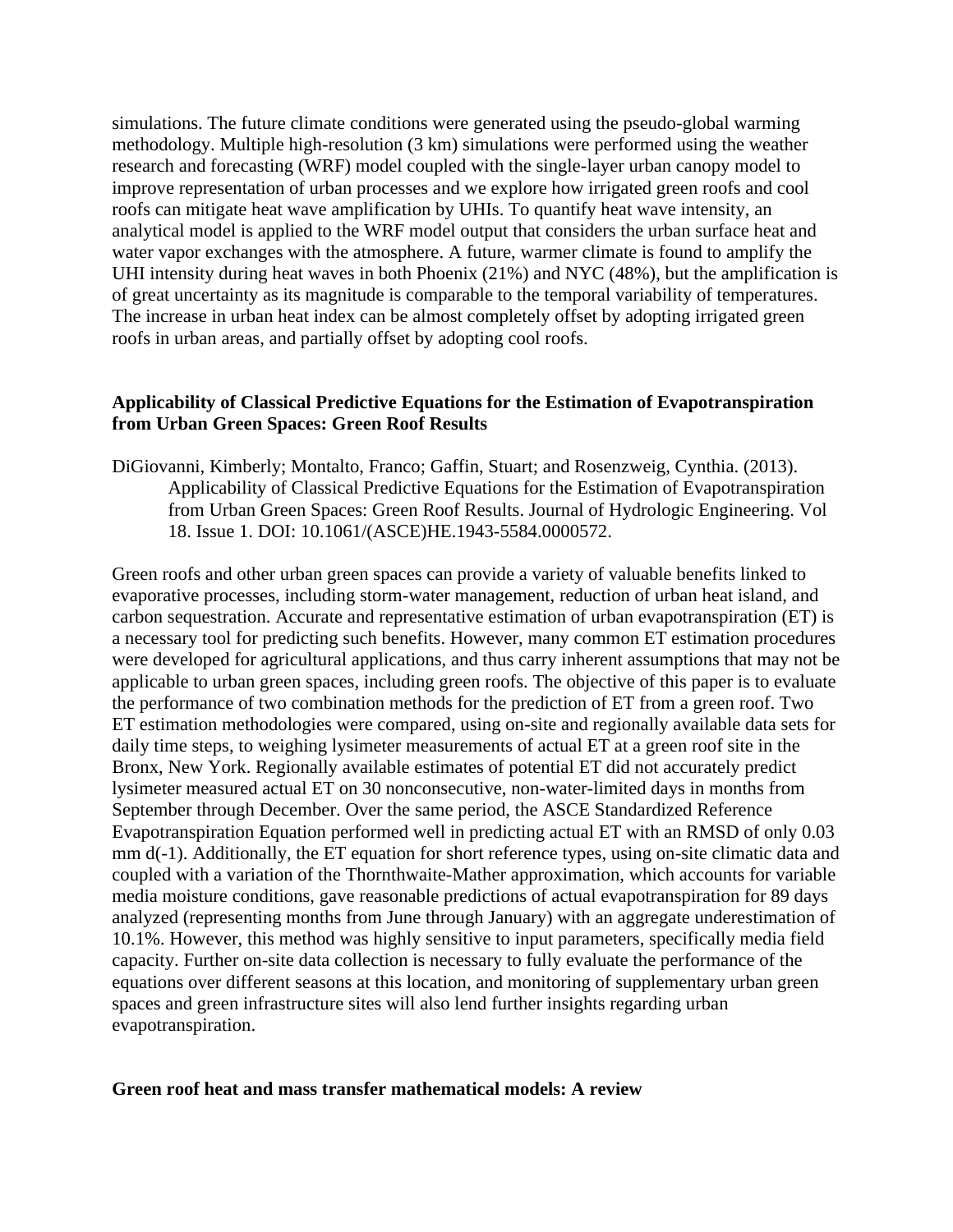simulations. The future climate conditions were generated using the pseudo-global warming methodology. Multiple high-resolution (3 km) simulations were performed using the weather research and forecasting (WRF) model coupled with the single-layer urban canopy model to improve representation of urban processes and we explore how irrigated green roofs and cool roofs can mitigate heat wave amplification by UHIs. To quantify heat wave intensity, an analytical model is applied to the WRF model output that considers the urban surface heat and water vapor exchanges with the atmosphere. A future, warmer climate is found to amplify the UHI intensity during heat waves in both Phoenix (21%) and NYC (48%), but the amplification is of great uncertainty as its magnitude is comparable to the temporal variability of temperatures. The increase in urban heat index can be almost completely offset by adopting irrigated green roofs in urban areas, and partially offset by adopting cool roofs.

### Applicability of Classical Predictive Equations for the Estimation of Evapotranspiration from Urban Green Spaces: Green Roof Results

DiGiovanni, Kimberly; Montalto, Franco; Gaffin, Stuart; and Rosenzweig, Cynthia. (2013). Applicability of Classical Predictive Equations for the Estimation of Evapotranspiration from Urban Green Spaces: Green Roof Results. Journal of Hydrologic Engineering. Vol 18. Issue 1. DOI: 10.1061/(ASCE)HE.1943-5584.0000572.

Green roofs and other urban green spaces can provide a variety of valuable benefits linked to evaporative processes, including storm-water management, reduction of urban heat island, and carbon sequestration. Accurate and representative estimation of urban evapotranspiration (ET) is a necessary tool for predicting such benefits. However, many common ET estimation procedures were developed for agricultural applications, and thus carry inherent assumptions that may not be applicable to urban green spaces, including green roofs. The objective of this paper is to evaluate the performance of two combination methods for the prediction of ET from a green roof. Two ET estimation methodologies were compared, using on-site and regionally available data sets for daily time steps, to weighing lysimeter measurements of actual ET at a green roof site in the Bronx, New York. Regionally available estimates of potential ET did not accurately predict lysimeter measured actual ET on 30 nonconsecutive, non-water-limited days in months from September through December. Over the same period, the ASCE Standardized Reference Evapotranspiration Equation performed well in predicting actual ET with an RMSD of only 0.03 mm d(-1). Additionally, the ET equation for short reference types, using on-site climatic data and coupled with a variation of the Thornthwaite-Mather approximation, which accounts for variable media moisture conditions, gave reasonable predictions of actual evapotranspiration for 89 days analyzed (representing months from June through January) with an aggregate underestimation of 10.1%. However, this method was highly sensitive to input parameters, specifically media field capacity. Further on-site data collection is necessary to fully evaluate the performance of the equations over different seasons at this location, and monitoring of supplementary urban green spaces and green infrastructure sites will also lend further insights regarding urban evapotranspiration.

### Green roof heat and mass transfer mathematical models: A review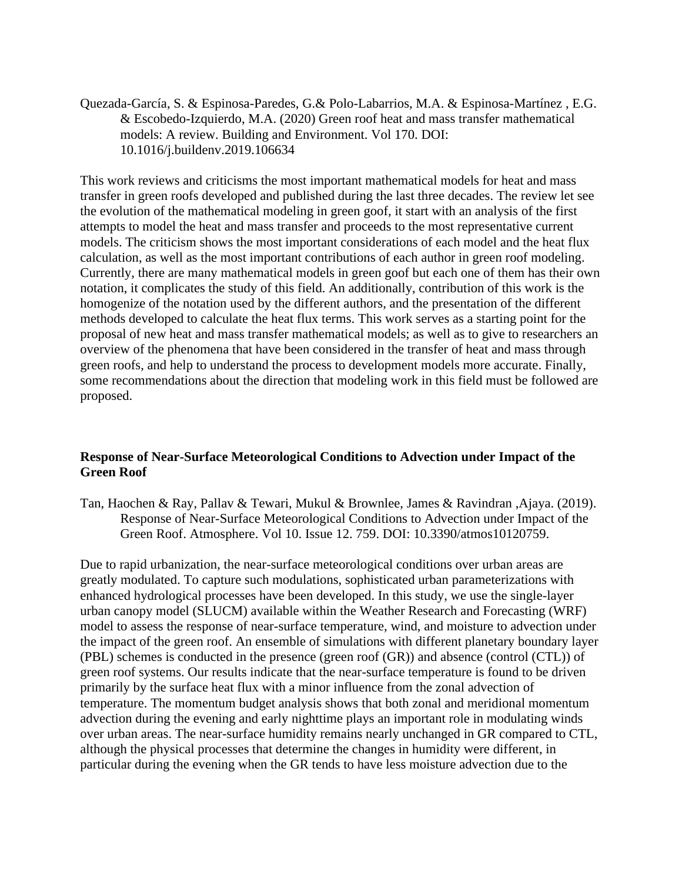Quezada-García, S. & Espinosa-Paredes, G.& Polo-Labarrios, M.A. & Espinosa-Martínez , E.G. & Escobedo-Izquierdo, M.A. (2020) Green roof heat and mass transfer mathematical models: A review. Building and Environment. Vol 170. DOI: 10.1016/j.buildenv.2019.106634

This work reviews and criticisms the most important mathematical models for heat and mass transfer in green roofs developed and published during the last three decades. The review let see the evolution of the mathematical modeling in green goof, it start with an analysis of the first attempts to model the heat and mass transfer and proceeds to the most representative current models. The criticism shows the most important considerations of each model and the heat flux calculation, as well as the most important contributions of each author in green roof modeling. Currently, there are many mathematical models in green goof but each one of them has their own notation, it complicates the study of this field. An additionally, contribution of this work is the homogenize of the notation used by the different authors, and the presentation of the different methods developed to calculate the heat flux terms. This work serves as a starting point for the proposal of new heat and mass transfer mathematical models; as well as to give to researchers an overview of the phenomena that have been considered in the transfer of heat and mass through green roofs, and help to understand the process to development models more accurate. Finally, some recommendations about the direction that modeling work in this field must be followed are proposed.

**Response of Near-Surface Meteorological Conditions to Advection under Impact of the Green Roof**

Tan, Haochen & Ray, Pallav & Tewari, Mukul & Brownlee, James & Ravindran ,Ajaya. (2019). Response of Near-Surface Meteorological Conditions to Advection under Impact of the Green Roof. Atmosphere. Vol 10. Issue 12. 759. DOI: 10.3390/atmos10120759.

Due to rapid urbanization, the near-surface meteorological conditions over urban areas are greatly modulated. To capture such modulations, sophisticated urban parameterizations with enhanced hydrological processes have been developed. In this study, we use the single-layer urban canopy model (SLUCM) available within the Weather Research and Forecasting (WRF) model to assess the response of near-surface temperature, wind, and moisture to advection under the impact of the green roof. An ensemble of simulations with different planetary boundary layer (PBL) schemes is conducted in the presence (green roof (GR)) and absence (control (CTL)) of green roof systems. Our results indicate that the near-surface temperature is found to be driven primarily by the surface heat flux with a minor influence from the zonal advection of temperature. The momentum budget analysis shows that both zonal and meridional momentum advection during the evening and early nighttime plays an important role in modulating winds over urban areas. The near-surface humidity remains nearly unchanged in GR compared to CTL, although the physical processes that determine the changes in humidity were different, in particular during the evening when the GR tends to have less moisture advection due to the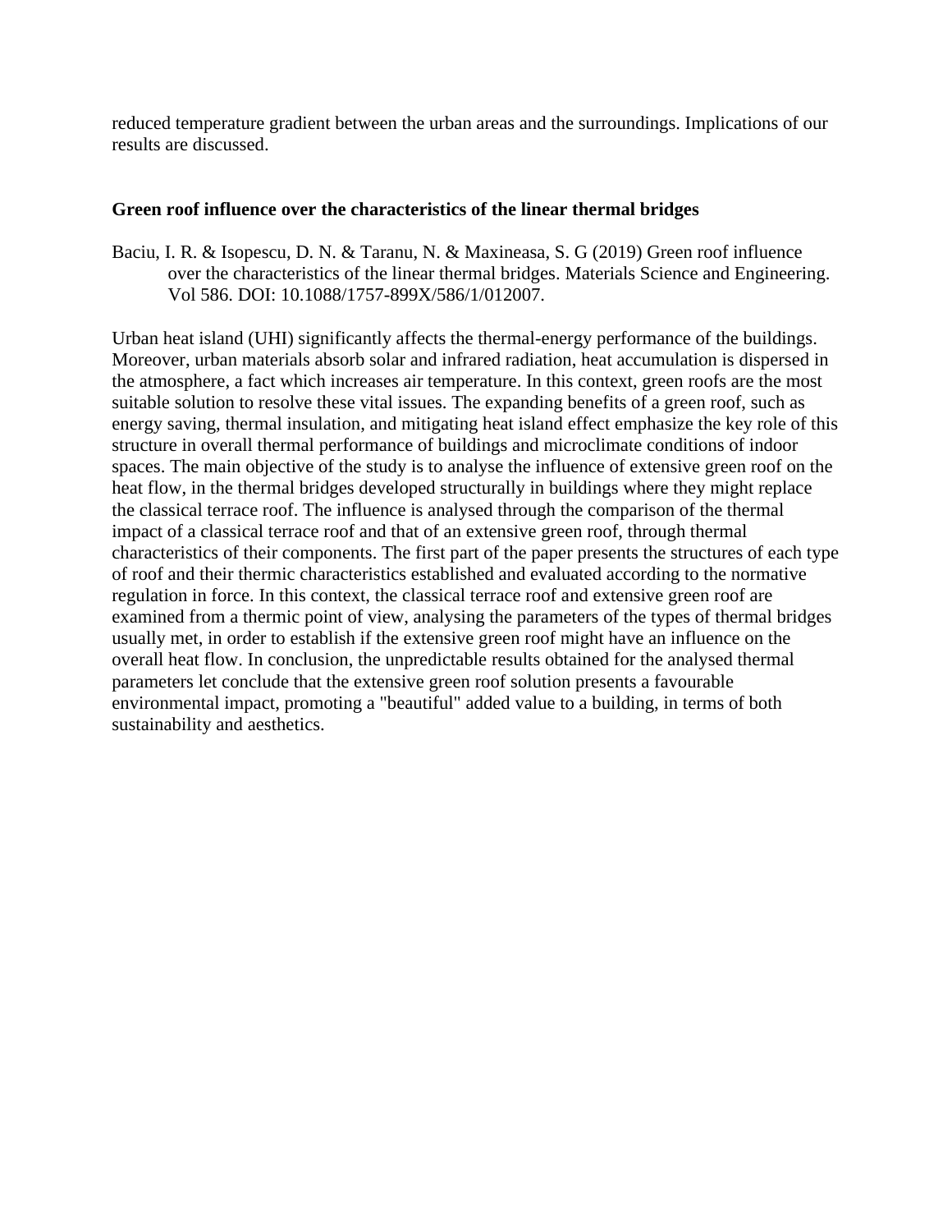reduced temperature gradient between the urban areas and the surroundings. Implications of our results are discussed.

**Green roof influence over the characteristics of the linear thermal bridges**

Baciu, I. R. & Isopescu, D. N. & Taranu, N. & Maxineasa, S. G (2019) Green roof influence over the characteristics of the linear thermal bridges. Materials Science and Engineering. Vol 586. DOI: 10.1088/1757-899X/586/1/012007.

Urban heat island (UHI) significantly affects the thermal-energy performance of the buildings. Moreover, urban materials absorb solar and infrared radiation, heat accumulation is dispersed in the atmosphere, a fact which increases air temperature. In this context, green roofs are the most suitable solution to resolve these vital issues. The expanding benefits of a green roof, such as energy saving, thermal insulation, and mitigating heat island effect emphasize the key role of this structure in overall thermal performance of buildings and microclimate conditions of indoor spaces. The main objective of the study is to analyse the influence of extensive green roof on the heat flow, in the thermal bridges developed structurally in buildings where they might replace the classical terrace roof. The influence is analysed through the comparison of the thermal impact of a classical terrace roof and that of an extensive green roof, through thermal characteristics of their components. The first part of the paper presents the structures of each type of roof and their thermic characteristics established and evaluated according to the normative regulation in force. In this context, the classical terrace roof and extensive green roof are examined from a thermic point of view, analysing the parameters of the types of thermal bridges usually met, in order to establish if the extensive green roof might have an influence on the overall heat flow. In conclusion, the unpredictable results obtained for the analysed thermal parameters let conclude that the extensive green roof solution presents a favourable environmental impact, promoting a "beautiful" added value to a building, in terms of both sustainability and aesthetics.